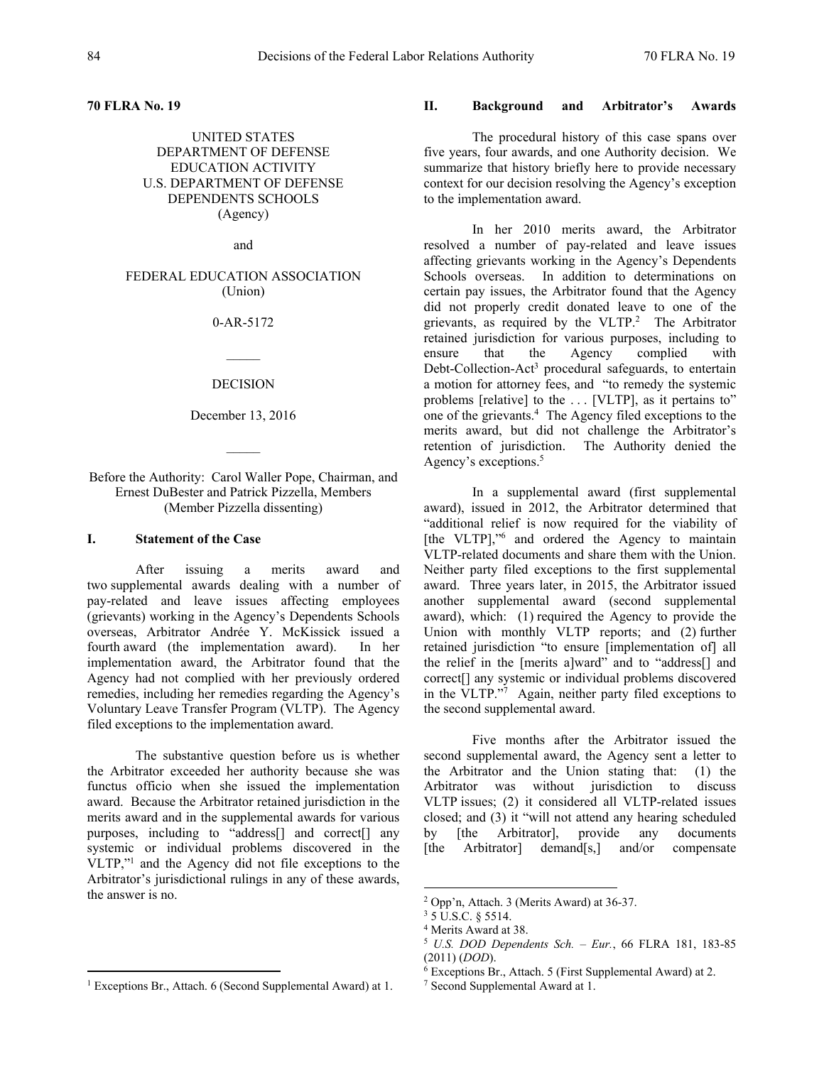**70 FLRA No. 19**

UNITED STATES
DEPARTMENT OF DEFENSE
EDUCATION ACTIVITY
U.S. DEPARTMENT OF DEFENSE
DEPENDENTS SCHOOLS
(Agency)

and

FEDERAL EDUCATION ASSOCIATION
(Union)

0-AR-5172

_____

DECISION

December 13, 2016

_____

Before the Authority: Carol Waller Pope, Chairman, and Ernest DuBester and Patrick Pizzella, Members
(Member Pizzella dissenting)

## I. Statement of the Case

After issuing a merits award and two supplemental awards dealing with a number of pay-related and leave issues affecting employees (grievants) working in the Agency's Dependents Schools overseas, Arbitrator Andrée Y. McKissick issued a fourth award (the implementation award). In her implementation award, the Arbitrator found that the Agency had not complied with her previously ordered remedies, including her remedies regarding the Agency's Voluntary Leave Transfer Program (VLTP). The Agency filed exceptions to the implementation award.

The substantive question before us is whether the Arbitrator exceeded her authority because she was functus officio when she issued the implementation award. Because the Arbitrator retained jurisdiction in the merits award and in the supplemental awards for various purposes, including to "address[] and correct[] any systemic or individual problems discovered in the VLTP,"[1] and the Agency did not file exceptions to the Arbitrator's jurisdictional rulings in any of these awards, the answer is no.

## II. Background and Arbitrator's Awards

The procedural history of this case spans over five years, four awards, and one Authority decision. We summarize that history briefly here to provide necessary context for our decision resolving the Agency's exception to the implementation award.

In her 2010 merits award, the Arbitrator resolved a number of pay-related and leave issues affecting grievants working in the Agency's Dependents Schools overseas. In addition to determinations on certain pay issues, the Arbitrator found that the Agency did not properly credit donated leave to one of the grievants, as required by the VLTP.[2] The Arbitrator retained jurisdiction for various purposes, including to ensure that the Agency complied with Debt-Collection-Act[3] procedural safeguards, to entertain a motion for attorney fees, and "to remedy the systemic problems [relative] to the . . . [VLTP], as it pertains to" one of the grievants.[4] The Agency filed exceptions to the merits award, but did not challenge the Arbitrator's retention of jurisdiction. The Authority denied the Agency's exceptions.[5]

In a supplemental award (first supplemental award), issued in 2012, the Arbitrator determined that "additional relief is now required for the viability of [the VLTP],"[6] and ordered the Agency to maintain VLTP-related documents and share them with the Union. Neither party filed exceptions to the first supplemental award. Three years later, in 2015, the Arbitrator issued another supplemental award (second supplemental award), which: (1) required the Agency to provide the Union with monthly VLTP reports; and (2) further retained jurisdiction "to ensure [implementation of] all the relief in the [merits a]ward" and to "address[] and correct[] any systemic or individual problems discovered in the VLTP."[7] Again, neither party filed exceptions to the second supplemental award.

Five months after the Arbitrator issued the second supplemental award, the Agency sent a letter to the Arbitrator and the Union stating that: (1) the Arbitrator was without jurisdiction to discuss VLTP issues; (2) it considered all VLTP-related issues closed; and (3) it "will not attend any hearing scheduled by [the Arbitrator], provide any documents [the Arbitrator] demand[s,] and/or compensate

---

[1] Exceptions Br., Attach. 6 (Second Supplemental Award) at 1.

[2] Opp'n, Attach. 3 (Merits Award) at 36-37.

[3] 5 U.S.C. § 5514.

[4] Merits Award at 38.

[5] *U.S. DOD Dependents Sch. – Eur.*, 66 FLRA 181, 183-85 (2011) (*DOD*).

[6] Exceptions Br., Attach. 5 (First Supplemental Award) at 2.

[7] Second Supplemental Award at 1.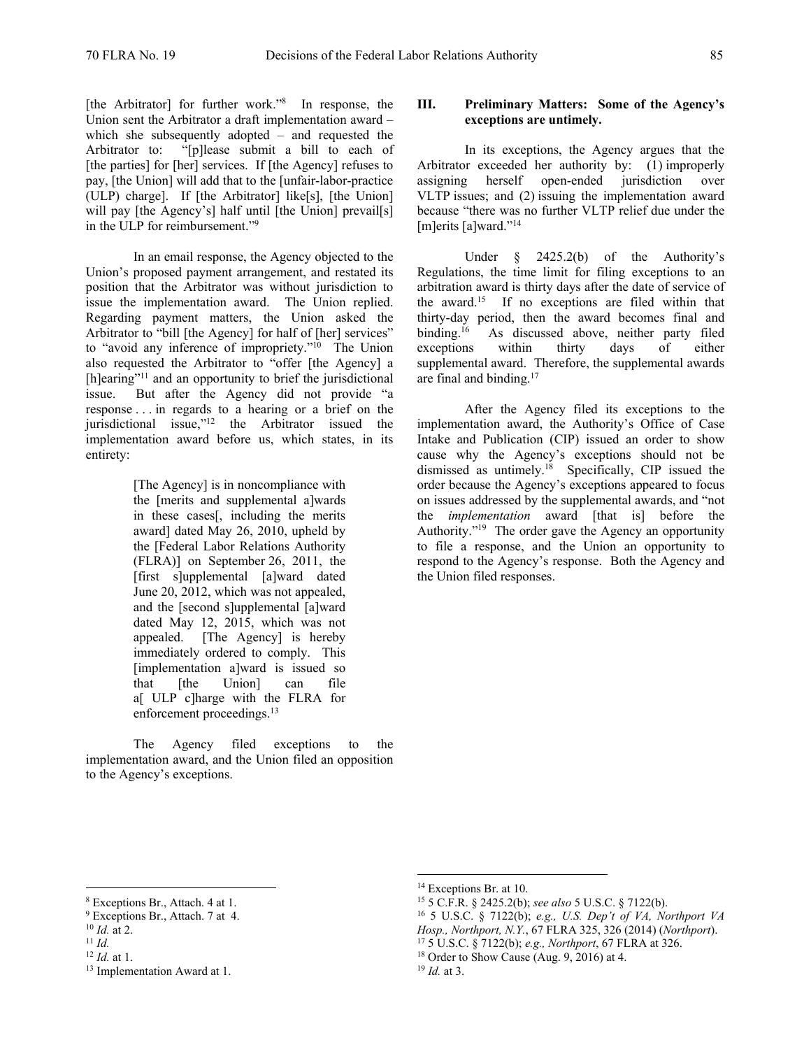[the Arbitrator] for further work."[8] In response, the Union sent the Arbitrator a draft implementation award – which she subsequently adopted – and requested the Arbitrator to: "[p]lease submit a bill to each of [the parties] for [her] services. If [the Agency] refuses to pay, [the Union] will add that to the [unfair-labor-practice (ULP) charge]. If [the Arbitrator] like[s], [the Union] will pay [the Agency's] half until [the Union] prevail[s] in the ULP for reimbursement."[9]

In an email response, the Agency objected to the Union's proposed payment arrangement, and restated its position that the Arbitrator was without jurisdiction to issue the implementation award. The Union replied. Regarding payment matters, the Union asked the Arbitrator to "bill [the Agency] for half of [her] services" to "avoid any inference of impropriety."[10] The Union also requested the Arbitrator to "offer [the Agency] a [h]earing"[11] and an opportunity to brief the jurisdictional issue. But after the Agency did not provide "a response . . . in regards to a hearing or a brief on the jurisdictional issue,"[12] the Arbitrator issued the implementation award before us, which states, in its entirety:

> [The Agency] is in noncompliance with the [merits and supplemental a]wards in these cases[, including the merits award] dated May 26, 2010, upheld by the [Federal Labor Relations Authority (FLRA)] on September 26, 2011, the [first s]upplemental [a]ward dated June 20, 2012, which was not appealed, and the [second s]upplemental [a]ward dated May 12, 2015, which was not appealed. [The Agency] is hereby immediately ordered to comply. This [implementation a]ward is issued so that [the Union] can file a[ ULP c]harge with the FLRA for enforcement proceedings.[13]

The Agency filed exceptions to the implementation award, and the Union filed an opposition to the Agency's exceptions.

## III. Preliminary Matters: Some of the Agency's exceptions are untimely.

In its exceptions, the Agency argues that the Arbitrator exceeded her authority by: (1) improperly assigning herself open-ended jurisdiction over VLTP issues; and (2) issuing the implementation award because "there was no further VLTP relief due under the [m]erits [a]ward."[14]

Under § 2425.2(b) of the Authority's Regulations, the time limit for filing exceptions to an arbitration award is thirty days after the date of service of the award.[15] If no exceptions are filed within that thirty-day period, then the award becomes final and binding.[16] As discussed above, neither party filed exceptions within thirty days of either supplemental award. Therefore, the supplemental awards are final and binding.[17]

After the Agency filed its exceptions to the implementation award, the Authority's Office of Case Intake and Publication (CIP) issued an order to show cause why the Agency's exceptions should not be dismissed as untimely.[18] Specifically, CIP issued the order because the Agency's exceptions appeared to focus on issues addressed by the supplemental awards, and "not the *implementation* award [that is] before the Authority."[19] The order gave the Agency an opportunity to file a response, and the Union an opportunity to respond to the Agency's response. Both the Agency and the Union filed responses.

---

[8] Exceptions Br., Attach. 4 at 1.

[9] Exceptions Br., Attach. 7 at 4.

[10] *Id.* at 2.

[11] *Id.*

[12] *Id.* at 1.

[13] Implementation Award at 1.

[14] Exceptions Br. at 10.

[15] 5 C.F.R. § 2425.2(b); *see also* 5 U.S.C. § 7122(b).

[16] 5 U.S.C. § 7122(b); *e.g., U.S. Dep't of VA, Northport VA Hosp., Northport, N.Y.*, 67 FLRA 325, 326 (2014) (*Northport*).

[17] 5 U.S.C. § 7122(b); *e.g., Northport*, 67 FLRA at 326.

[18] Order to Show Cause (Aug. 9, 2016) at 4.

[19] *Id.* at 3.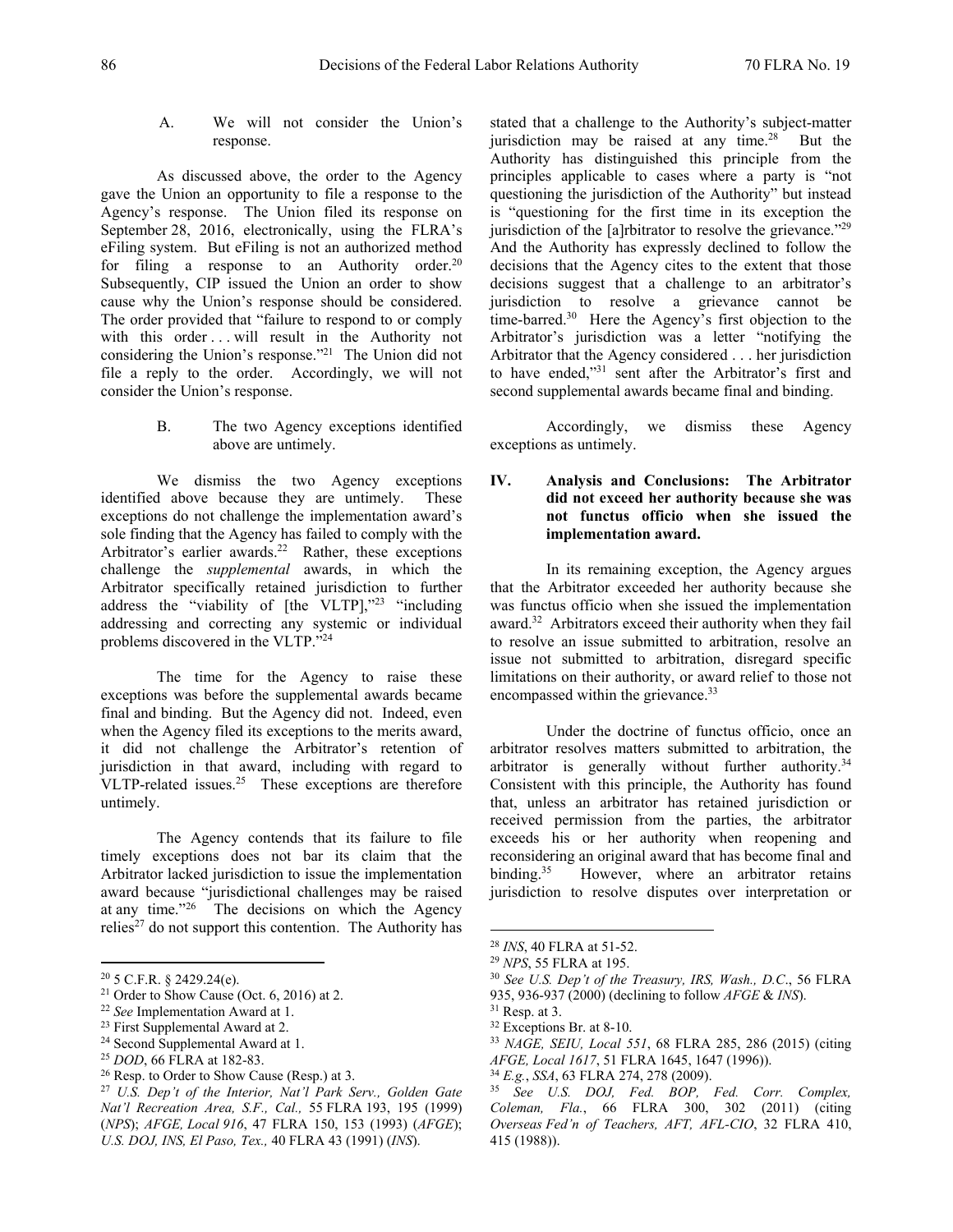### A. We will not consider the Union's response.

As discussed above, the order to the Agency gave the Union an opportunity to file a response to the Agency's response. The Union filed its response on September 28, 2016, electronically, using the FLRA's eFiling system. But eFiling is not an authorized method for filing a response to an Authority order.[20] Subsequently, CIP issued the Union an order to show cause why the Union's response should be considered. The order provided that "failure to respond to or comply with this order . . . will result in the Authority not considering the Union's response."[21] The Union did not file a reply to the order. Accordingly, we will not consider the Union's response.

### B. The two Agency exceptions identified above are untimely.

We dismiss the two Agency exceptions identified above because they are untimely. These exceptions do not challenge the implementation award's sole finding that the Agency has failed to comply with the Arbitrator's earlier awards.[22] Rather, these exceptions challenge the *supplemental* awards, in which the Arbitrator specifically retained jurisdiction to further address the "viability of [the VLTP],"[23] "including addressing and correcting any systemic or individual problems discovered in the VLTP."[24]

The time for the Agency to raise these exceptions was before the supplemental awards became final and binding. But the Agency did not. Indeed, even when the Agency filed its exceptions to the merits award, it did not challenge the Arbitrator's retention of jurisdiction in that award, including with regard to VLTP-related issues.[25] These exceptions are therefore untimely.

The Agency contends that its failure to file timely exceptions does not bar its claim that the Arbitrator lacked jurisdiction to issue the implementation award because "jurisdictional challenges may be raised at any time."[26] The decisions on which the Agency relies[27] do not support this contention. The Authority has stated that a challenge to the Authority's subject-matter jurisdiction may be raised at any time.[28] But the Authority has distinguished this principle from the principles applicable to cases where a party is "not questioning the jurisdiction of the Authority" but instead is "questioning for the first time in its exception the jurisdiction of the [a]rbitrator to resolve the grievance."[29] And the Authority has expressly declined to follow the decisions that the Agency cites to the extent that those decisions suggest that a challenge to an arbitrator's jurisdiction to resolve a grievance cannot be time-barred.[30] Here the Agency's first objection to the Arbitrator's jurisdiction was a letter "notifying the Arbitrator that the Agency considered . . . her jurisdiction to have ended,"[31] sent after the Arbitrator's first and second supplemental awards became final and binding.

Accordingly, we dismiss these Agency exceptions as untimely.

## IV. Analysis and Conclusions: The Arbitrator did not exceed her authority because she was not functus officio when she issued the implementation award.

In its remaining exception, the Agency argues that the Arbitrator exceeded her authority because she was functus officio when she issued the implementation award.[32] Arbitrators exceed their authority when they fail to resolve an issue submitted to arbitration, resolve an issue not submitted to arbitration, disregard specific limitations on their authority, or award relief to those not encompassed within the grievance.[33]

Under the doctrine of functus officio, once an arbitrator resolves matters submitted to arbitration, the arbitrator is generally without further authority.[34] Consistent with this principle, the Authority has found that, unless an arbitrator has retained jurisdiction or received permission from the parties, the arbitrator exceeds his or her authority when reopening and reconsidering an original award that has become final and binding.[35] However, where an arbitrator retains jurisdiction to resolve disputes over interpretation or

---

[20] 5 C.F.R. § 2429.24(e).

[21] Order to Show Cause (Oct. 6, 2016) at 2.

[22] *See* Implementation Award at 1.

[23] First Supplemental Award at 2.

[24] Second Supplemental Award at 1.

[25] *DOD*, 66 FLRA at 182-83.

[26] Resp. to Order to Show Cause (Resp.) at 3.

[27] *U.S. Dep't of the Interior, Nat'l Park Serv., Golden Gate Nat'l Recreation Area, S.F., Cal.,* 55 FLRA 193, 195 (1999) (*NPS*); *AFGE, Local 916*, 47 FLRA 150, 153 (1993) (*AFGE*); *U.S. DOJ, INS, El Paso, Tex.,* 40 FLRA 43 (1991) (*INS*).

[28] *INS*, 40 FLRA at 51-52.

[29] *NPS*, 55 FLRA at 195.

[30] *See U.S. Dep't of the Treasury, IRS, Wash., D.C*., 56 FLRA 935, 936-937 (2000) (declining to follow *AFGE* & *INS*).

[31] Resp. at 3.

[32] Exceptions Br. at 8-10.

[33] *NAGE, SEIU, Local 551*, 68 FLRA 285, 286 (2015) (citing *AFGE, Local 1617*, 51 FLRA 1645, 1647 (1996)).

[34] *E.g.*, *SSA*, 63 FLRA 274, 278 (2009).

[35] *See U.S. DOJ, Fed. BOP, Fed. Corr. Complex, Coleman, Fla.*, 66 FLRA 300, 302 (2011) (citing *Overseas Fed'n of Teachers, AFT, AFL-CIO*, 32 FLRA 410, 415 (1988)).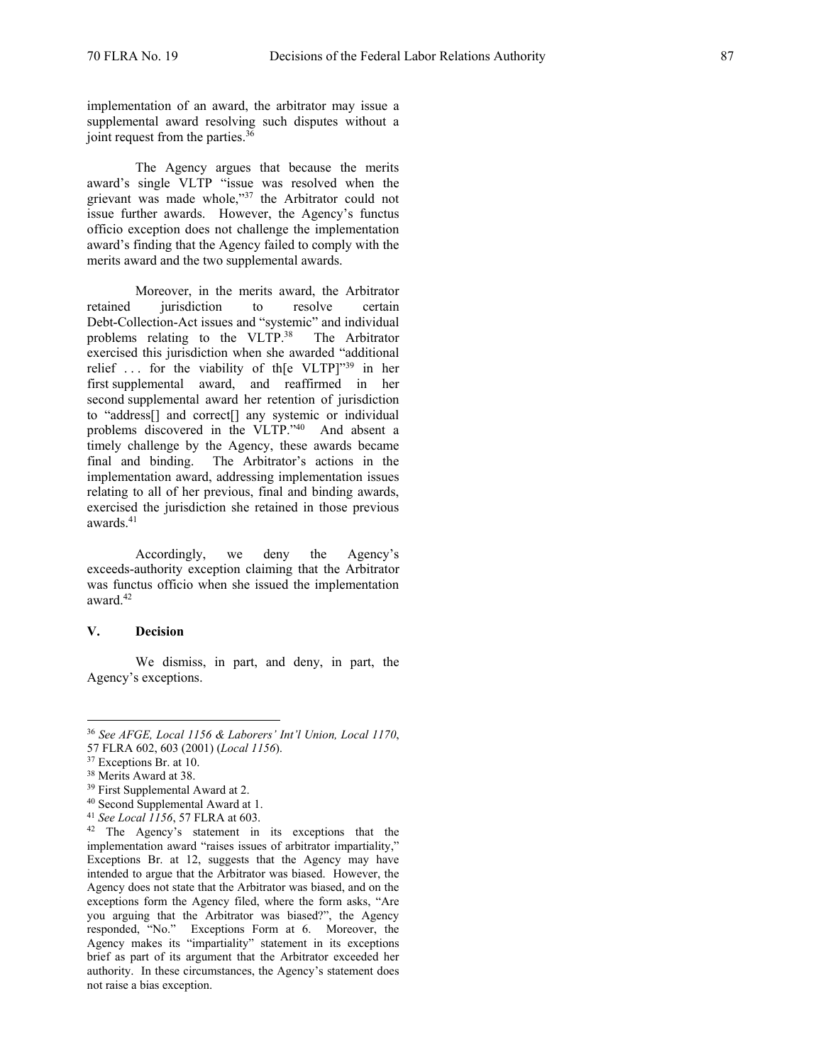implementation of an award, the arbitrator may issue a supplemental award resolving such disputes without a joint request from the parties.[36]

The Agency argues that because the merits award's single VLTP "issue was resolved when the grievant was made whole,"[37] the Arbitrator could not issue further awards. However, the Agency's functus officio exception does not challenge the implementation award's finding that the Agency failed to comply with the merits award and the two supplemental awards.

Moreover, in the merits award, the Arbitrator retained jurisdiction to resolve certain Debt-Collection-Act issues and "systemic" and individual problems relating to the VLTP.[38] The Arbitrator exercised this jurisdiction when she awarded "additional relief . . . for the viability of th[e VLTP]"[39] in her first supplemental award, and reaffirmed in her second supplemental award her retention of jurisdiction to "address[] and correct[] any systemic or individual problems discovered in the VLTP."[40] And absent a timely challenge by the Agency, these awards became final and binding. The Arbitrator's actions in the implementation award, addressing implementation issues relating to all of her previous, final and binding awards, exercised the jurisdiction she retained in those previous awards.[41]

Accordingly, we deny the Agency's exceeds-authority exception claiming that the Arbitrator was functus officio when she issued the implementation award.[42]

## V. Decision

We dismiss, in part, and deny, in part, the Agency's exceptions.

---

[36] *See AFGE, Local 1156 & Laborers' Int'l Union, Local 1170*, 57 FLRA 602, 603 (2001) (*Local 1156*).

[37] Exceptions Br. at 10.

[38] Merits Award at 38.

[39] First Supplemental Award at 2.

[40] Second Supplemental Award at 1.

[41] *See Local 1156*, 57 FLRA at 603.

[42] The Agency's statement in its exceptions that the implementation award "raises issues of arbitrator impartiality," Exceptions Br. at 12, suggests that the Agency may have intended to argue that the Arbitrator was biased. However, the Agency does not state that the Arbitrator was biased, and on the exceptions form the Agency filed, where the form asks, "Are you arguing that the Arbitrator was biased?", the Agency responded, "No." Exceptions Form at 6. Moreover, the Agency makes its "impartiality" statement in its exceptions brief as part of its argument that the Arbitrator exceeded her authority. In these circumstances, the Agency's statement does not raise a bias exception.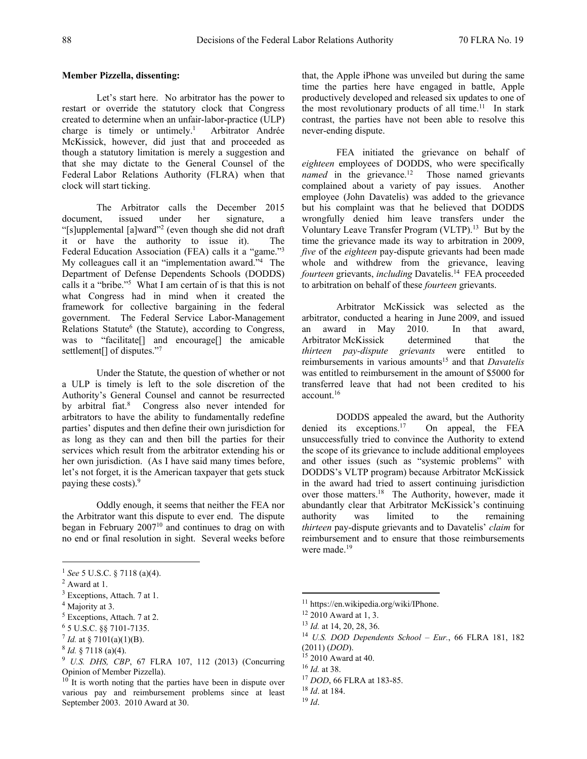**Member Pizzella, dissenting:**

Let's start here. No arbitrator has the power to restart or override the statutory clock that Congress created to determine when an unfair-labor-practice (ULP) charge is timely or untimely.[1] Arbitrator Andrée McKissick, however, did just that and proceeded as though a statutory limitation is merely a suggestion and that she may dictate to the General Counsel of the Federal Labor Relations Authority (FLRA) when that clock will start ticking.

The Arbitrator calls the December 2015 document, issued under her signature, a "[s]upplemental [a]ward"[2] (even though she did not draft it or have the authority to issue it). The Federal Education Association (FEA) calls it a "game."[3] My colleagues call it an "implementation award."[4] The Department of Defense Dependents Schools (DODDS) calls it a "bribe."[5] What I am certain of is that this is not what Congress had in mind when it created the framework for collective bargaining in the federal government. The Federal Service Labor-Management Relations Statute[6] (the Statute), according to Congress, was to "facilitate[] and encourage[] the amicable settlement[] of disputes."[7]

Under the Statute, the question of whether or not a ULP is timely is left to the sole discretion of the Authority's General Counsel and cannot be resurrected by arbitral fiat.[8] Congress also never intended for arbitrators to have the ability to fundamentally redefine parties' disputes and then define their own jurisdiction for as long as they can and then bill the parties for their services which result from the arbitrator extending his or her own jurisdiction. (As I have said many times before, let's not forget, it is the American taxpayer that gets stuck paying these costs).[9]

Oddly enough, it seems that neither the FEA nor the Arbitrator want this dispute to ever end. The dispute began in February 2007[10] and continues to drag on with no end or final resolution in sight. Several weeks before that, the Apple iPhone was unveiled but during the same time the parties here have engaged in battle, Apple productively developed and released six updates to one of the most revolutionary products of all time.[11] In stark contrast, the parties have not been able to resolve this never-ending dispute.

FEA initiated the grievance on behalf of *eighteen* employees of DODDS, who were specifically *named* in the grievance.[12] Those named grievants complained about a variety of pay issues. Another employee (John Davatelis) was added to the grievance but his complaint was that he believed that DODDS wrongfully denied him leave transfers under the Voluntary Leave Transfer Program (VLTP).[13] But by the time the grievance made its way to arbitration in 2009, *five* of the *eighteen* pay-dispute grievants had been made whole and withdrew from the grievance, leaving *fourteen* grievants, *including* Davatelis.[14] FEA proceeded to arbitration on behalf of these *fourteen* grievants.

Arbitrator McKissick was selected as the arbitrator, conducted a hearing in June 2009, and issued an award in May 2010. In that award, Arbitrator McKissick determined that the *thirteen pay-dispute grievants* were entitled to reimbursements in various amounts[15] and that *Davatelis* was entitled to reimbursement in the amount of $5000 for transferred leave that had not been credited to his account.[16]

DODDS appealed the award, but the Authority denied its exceptions.[17] On appeal, the FEA unsuccessfully tried to convince the Authority to extend the scope of its grievance to include additional employees and other issues (such as "systemic problems" with DODDS's VLTP program) because Arbitrator McKissick in the award had tried to assert continuing jurisdiction over those matters.[18] The Authority, however, made it abundantly clear that Arbitrator McKissick's continuing authority was limited to the remaining *thirteen* pay-dispute grievants and to Davatelis' *claim* for reimbursement and to ensure that those reimbursements were made.[19]

---

[1] *See* 5 U.S.C. § 7118 (a)(4).

[2] Award at 1.

[3] Exceptions, Attach. 7 at 1.

[4] Majority at 3.

[5] Exceptions, Attach. 7 at 2.

[6] 5 U.S.C. §§ 7101-7135.

[7] *Id.* at § 7101(a)(1)(B).

[8] *Id.* § 7118 (a)(4).

[9] *U.S. DHS, CBP*, 67 FLRA 107, 112 (2013) (Concurring Opinion of Member Pizzella).

[10] It is worth noting that the parties have been in dispute over various pay and reimbursement problems since at least September 2003. 2010 Award at 30.

[11] https://en.wikipedia.org/wiki/IPhone.

[12] 2010 Award at 1, 3.

[13] *Id.* at 14, 20, 28, 36.

[14] *U.S. DOD Dependents School – Eur.*, 66 FLRA 181, 182 (2011) (*DOD*).

[15] 2010 Award at 40.

[16] *Id.* at 38.

[17] *DOD*, 66 FLRA at 183-85.

[18] *Id*. at 184.

[19] *Id*.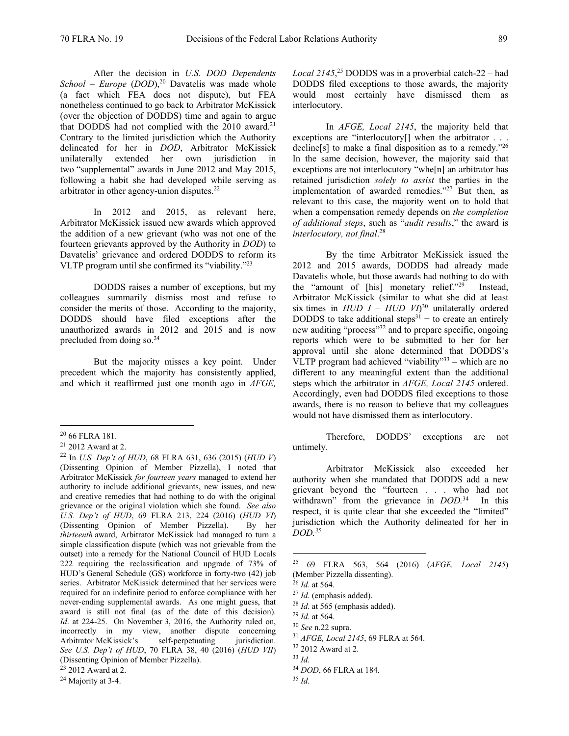After the decision in *U.S. DOD Dependents School – Europe* (*DOD*),[20] Davatelis was made whole (a fact which FEA does not dispute), but FEA nonetheless continued to go back to Arbitrator McKissick (over the objection of DODDS) time and again to argue that DODDS had not complied with the 2010 award.[21] Contrary to the limited jurisdiction which the Authority delineated for her in *DOD*, Arbitrator McKissick unilaterally extended her own jurisdiction in two "supplemental" awards in June 2012 and May 2015, following a habit she had developed while serving as arbitrator in other agency-union disputes.[22]

In 2012 and 2015, as relevant here, Arbitrator McKissick issued new awards which approved the addition of a new grievant (who was not one of the fourteen grievants approved by the Authority in *DOD*) to Davatelis' grievance and ordered DODDS to reform its VLTP program until she confirmed its "viability."[23]

DODDS raises a number of exceptions, but my colleagues summarily dismiss most and refuse to consider the merits of those. According to the majority, DODDS should have filed exceptions after the unauthorized awards in 2012 and 2015 and is now precluded from doing so.[24]

But the majority misses a key point. Under precedent which the majority has consistently applied, and which it reaffirmed just one month ago in *AFGE, Local 2145*,[25] DODDS was in a proverbial catch-22 – had DODDS filed exceptions to those awards, the majority would most certainly have dismissed them as interlocutory.

In *AFGE, Local 2145*, the majority held that exceptions are "interlocutory[] when the arbitrator . . . decline[s] to make a final disposition as to a remedy."[26] In the same decision, however, the majority said that exceptions are not interlocutory "whe[n] an arbitrator has retained jurisdiction *solely to assist* the parties in the implementation of awarded remedies."[27] But then, as relevant to this case, the majority went on to hold that when a compensation remedy depends on *the completion of additional steps*, such as "*audit results*," the award is *interlocutory, not final*.[28]

By the time Arbitrator McKissick issued the 2012 and 2015 awards, DODDS had already made Davatelis whole, but those awards had nothing to do with the "amount of [his] monetary relief."[29] Instead, Arbitrator McKissick (similar to what she did at least six times in *HUD I – HUD VI*)[30] unilaterally ordered DODDS to take additional steps[31] − to create an entirely new auditing "process"[32] and to prepare specific, ongoing reports which were to be submitted to her for her approval until she alone determined that DODDS's VLTP program had achieved "viability"[33] – which are no different to any meaningful extent than the additional steps which the arbitrator in *AFGE, Local 2145* ordered. Accordingly, even had DODDS filed exceptions to those awards, there is no reason to believe that my colleagues would not have dismissed them as interlocutory.

Therefore, DODDS' exceptions are not untimely.

Arbitrator McKissick also exceeded her authority when she mandated that DODDS add a new grievant beyond the "fourteen . . . who had not withdrawn" from the grievance in *DOD*.[34] In this respect, it is quite clear that she exceeded the "limited" jurisdiction which the Authority delineated for her in *DOD*.[35]

---

[20] 66 FLRA 181.

[21] 2012 Award at 2.

[22] In *U.S. Dep't of HUD*, 68 FLRA 631, 636 (2015) (*HUD V*) (Dissenting Opinion of Member Pizzella), I noted that Arbitrator McKissick *for fourteen years* managed to extend her authority to include additional grievants, new issues, and new and creative remedies that had nothing to do with the original grievance or the original violation which she found. *See also U.S. Dep't of HUD*, 69 FLRA 213, 224 (2016) (*HUD VI*) (Dissenting Opinion of Member Pizzella). By her *thirteenth* award, Arbitrator McKissick had managed to turn a simple classification dispute (which was not grievable from the outset) into a remedy for the National Council of HUD Locals 222 requiring the reclassification and upgrade of 73% of HUD's General Schedule (GS) workforce in forty-two (42) job series. Arbitrator McKissick determined that her services were required for an indefinite period to enforce compliance with her never-ending supplemental awards. As one might guess, that award is still not final (as of the date of this decision). *Id*. at 224-25. On November 3, 2016, the Authority ruled on, incorrectly in my view, another dispute concerning Arbitrator McKissick's self-perpetuating jurisdiction. *See U.S. Dep't of HUD*, 70 FLRA 38, 40 (2016) (*HUD VII*) (Dissenting Opinion of Member Pizzella).

[23] 2012 Award at 2.

[24] Majority at 3-4.

[25] 69 FLRA 563, 564 (2016) (*AFGE, Local 2145*) (Member Pizzella dissenting).

[26] *Id.* at 564.

[27] *Id*. (emphasis added).

[28] *Id*. at 565 (emphasis added).

[29] *Id*. at 564.

[30] *See* n.22 supra.

[31] *AFGE, Local 2145*, 69 FLRA at 564.

[32] 2012 Award at 2.

[33] *Id*.

[34] *DOD*, 66 FLRA at 184.

[35] *Id*.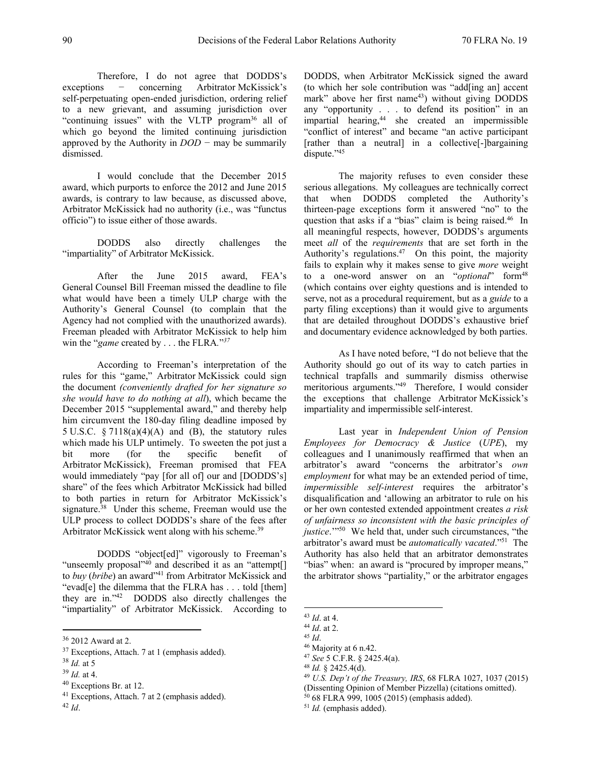Therefore, I do not agree that DODDS's exceptions − concerning Arbitrator McKissick's self-perpetuating open-ended jurisdiction, ordering relief to a new grievant, and assuming jurisdiction over "continuing issues" with the VLTP program[36] all of which go beyond the limited continuing jurisdiction approved by the Authority in *DOD* − may be summarily dismissed.

I would conclude that the December 2015 award, which purports to enforce the 2012 and June 2015 awards, is contrary to law because, as discussed above, Arbitrator McKissick had no authority (i.e., was "functus officio") to issue either of those awards.

DODDS also directly challenges the "impartiality" of Arbitrator McKissick.

After the June 2015 award, FEA's General Counsel Bill Freeman missed the deadline to file what would have been a timely ULP charge with the Authority's General Counsel (to complain that the Agency had not complied with the unauthorized awards). Freeman pleaded with Arbitrator McKissick to help him win the "*game* created by . . . the FLRA."[37]

According to Freeman's interpretation of the rules for this "game," Arbitrator McKissick could sign the document *(conveniently drafted for her signature so she would have to do nothing at all)*, which became the December 2015 "supplemental award," and thereby help him circumvent the 180-day filing deadline imposed by 5 U.S.C. § 7118(a)(4)(A) and (B), the statutory rules which made his ULP untimely. To sweeten the pot just a bit more (for the specific benefit of Arbitrator McKissick), Freeman promised that FEA would immediately "pay [for all of] our and [DODDS's] share" of the fees which Arbitrator McKissick had billed to both parties in return for Arbitrator McKissick's signature.[38] Under this scheme, Freeman would use the ULP process to collect DODDS's share of the fees after Arbitrator McKissick went along with his scheme.[39]

DODDS "object[ed]" vigorously to Freeman's "unseemly proposal"[40] and described it as an "attempt[] to *buy* (*bribe*) an award"[41] from Arbitrator McKissick and "evad[e] the dilemma that the FLRA has . . . told [them] they are in."[42] DODDS also directly challenges the "impartiality" of Arbitrator McKissick. According to DODDS, when Arbitrator McKissick signed the award (to which her sole contribution was "add[ing an] accent mark" above her first name[43]) without giving DODDS any "opportunity . . . to defend its position" in an impartial hearing,[44] she created an impermissible "conflict of interest" and became "an active participant [rather than a neutral] in a collective[-]bargaining dispute."[45]

The majority refuses to even consider these serious allegations. My colleagues are technically correct that when DODDS completed the Authority's thirteen-page exceptions form it answered "no" to the question that asks if a "bias" claim is being raised.[46] In all meaningful respects, however, DODDS's arguments meet *all* of the *requirements* that are set forth in the Authority's regulations.[47] On this point, the majority fails to explain why it makes sense to give *more* weight to a one-word answer on an "*optional*" form[48] (which contains over eighty questions and is intended to serve, not as a procedural requirement, but as a *guide* to a party filing exceptions) than it would give to arguments that are detailed throughout DODDS's exhaustive brief and documentary evidence acknowledged by both parties.

As I have noted before, "I do not believe that the Authority should go out of its way to catch parties in technical trapfalls and summarily dismiss otherwise meritorious arguments."[49] Therefore, I would consider the exceptions that challenge Arbitrator McKissick's impartiality and impermissible self-interest.

Last year in *Independent Union of Pension Employees for Democracy & Justice* (*UPE*), my colleagues and I unanimously reaffirmed that when an arbitrator's award "concerns the arbitrator's *own employment* for what may be an extended period of time, *impermissible self-interest* requires the arbitrator's disqualification and 'allowing an arbitrator to rule on his or her own contested extended appointment creates *a risk of unfairness so inconsistent with the basic principles of justice*.'"[50] We held that, under such circumstances, "the arbitrator's award must be *automatically vacated*."[51] The Authority has also held that an arbitrator demonstrates "bias" when: an award is "procured by improper means," the arbitrator shows "partiality," or the arbitrator engages

---

[36] 2012 Award at 2.

[37] Exceptions, Attach. 7 at 1 (emphasis added).

[38] *Id.* at 5

[39] *Id.* at 4.

[40] Exceptions Br. at 12.

[41] Exceptions, Attach. 7 at 2 (emphasis added).

[42] *Id*.

[43] *Id*. at 4.

[44] *Id*. at 2.

[45] *Id*.

[46] Majority at 6 n.42.

[47] *See* 5 C.F.R. § 2425.4(a).

[48] *Id.* § 2425.4(d).

[49] *U.S. Dep't of the Treasury, IRS*, 68 FLRA 1027, 1037 (2015) (Dissenting Opinion of Member Pizzella) (citations omitted).

[50] 68 FLRA 999, 1005 (2015) (emphasis added).

[51] *Id.* (emphasis added).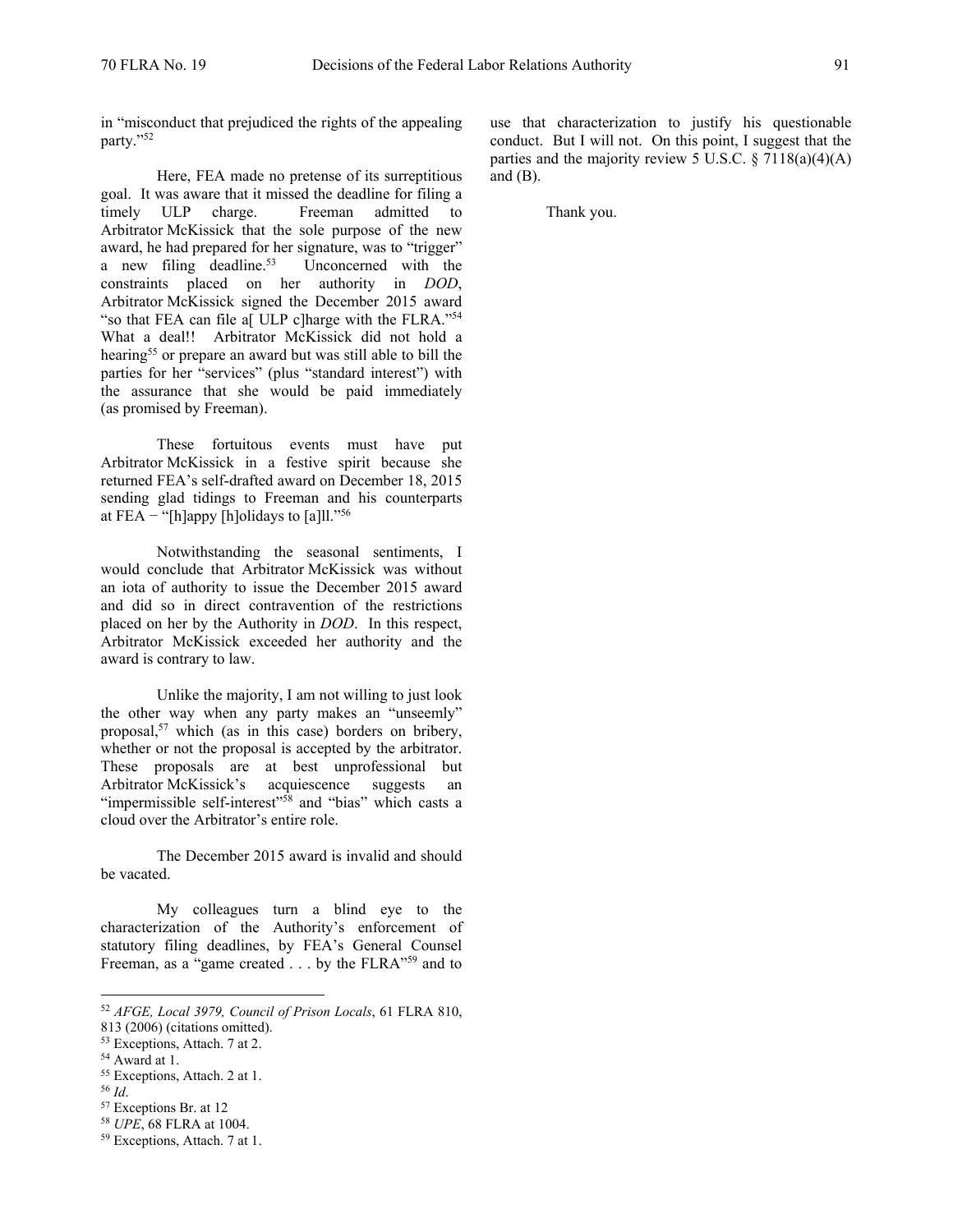in "misconduct that prejudiced the rights of the appealing party."[52]

Here, FEA made no pretense of its surreptitious goal. It was aware that it missed the deadline for filing a timely ULP charge. Freeman admitted to Arbitrator McKissick that the sole purpose of the new award, he had prepared for her signature, was to "trigger" a new filing deadline.[53] Unconcerned with the constraints placed on her authority in *DOD*, Arbitrator McKissick signed the December 2015 award "so that FEA can file a[ ULP c]harge with the FLRA."[54] What a deal!! Arbitrator McKissick did not hold a hearing[55] or prepare an award but was still able to bill the parties for her "services" (plus "standard interest") with the assurance that she would be paid immediately (as promised by Freeman).

These fortuitous events must have put Arbitrator McKissick in a festive spirit because she returned FEA's self-drafted award on December 18, 2015 sending glad tidings to Freeman and his counterparts at FEA − "[h]appy [h]olidays to [a]ll."[56]

Notwithstanding the seasonal sentiments, I would conclude that Arbitrator McKissick was without an iota of authority to issue the December 2015 award and did so in direct contravention of the restrictions placed on her by the Authority in *DOD*. In this respect, Arbitrator McKissick exceeded her authority and the award is contrary to law.

Unlike the majority, I am not willing to just look the other way when any party makes an "unseemly" proposal,[57] which (as in this case) borders on bribery, whether or not the proposal is accepted by the arbitrator. These proposals are at best unprofessional but Arbitrator McKissick's acquiescence suggests an "impermissible self-interest"[58] and "bias" which casts a cloud over the Arbitrator's entire role.

The December 2015 award is invalid and should be vacated.

My colleagues turn a blind eye to the characterization of the Authority's enforcement of statutory filing deadlines, by FEA's General Counsel Freeman, as a "game created . . . by the FLRA"[59] and to use that characterization to justify his questionable conduct. But I will not. On this point, I suggest that the parties and the majority review 5 U.S.C. § 7118(a)(4)(A) and (B).

Thank you.

---

[52] *AFGE, Local 3979, Council of Prison Locals*, 61 FLRA 810, 813 (2006) (citations omitted).

[53] Exceptions, Attach. 7 at 2.

[54] Award at 1.

[55] Exceptions, Attach. 2 at 1.

[56] *Id*.

[57] Exceptions Br. at 12

[58] *UPE*, 68 FLRA at 1004.

[59] Exceptions, Attach. 7 at 1.